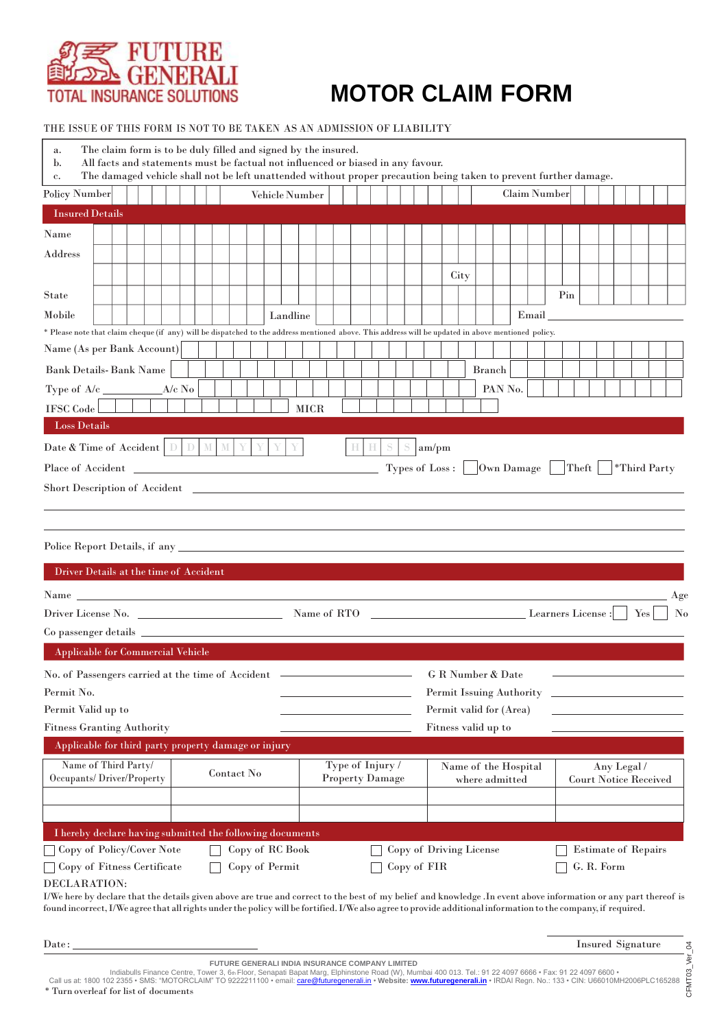FUTURE GENERALI
TOTAL INSURANCE SOLUTIONS

# MOTOR CLAIM FORM

THE ISSUE OF THIS FORM IS NOT TO BE TAKEN AS AN ADMISSION OF LIABILITY

a. The claim form is to be duly filled and signed by the insured.
b. All facts and statements must be factual not influenced or biased in any favour.
c. The damaged vehicle shall not be left unattended without proper precaution being taken to prevent further damage.

Policy Number | Vehicle Number | Claim Number

## Insured Details

Name

Address

City

State | Pin

Mobile | Landline | Email

* Please note that claim cheque (if any) will be dispatched to the address mentioned above. This address will be updated in above mentioned policy.

Name (As per Bank Account)

Bank Details- Bank Name | Branch

Type of A/c ___________ A/c No | PAN No.

IFSC Code | MICR

## Loss Details

Date & Time of Accident D D M M Y Y Y Y  H H S S am/pm

Place of Accident ______________________ Types of Loss : ☐ Own Damage ☐ Theft ☐ *Third Party

Short Description of Accident ______________________

Police Report Details, if any ______________________

## Driver Details at the time of Accident

Name ______________________ Age

Driver License No. ______________ Name of RTO ______________ Learners License : ☐ Yes ☐ No

Co passenger details ______________________

## Applicable for Commercial Vehicle

No. of Passengers carried at the time of Accident ______________ G R Number & Date ______________

Permit No. ______________ Permit Issuing Authority ______________

Permit Valid up to ______________ Permit valid for (Area) ______________

Fitness Granting Authority ______________ Fitness valid up to ______________

## Applicable for third party property damage or injury

| Name of Third Party/ Occupants/ Driver/Property | Contact No | Type of Injury / Property Damage | Name of the Hospital where admitted | Any Legal / Court Notice Received |
|---|---|---|---|---|
| | | | | |
| | | | | |

## I hereby declare having submitted the following documents

☐ Copy of Policy/Cover Note ☐ Copy of RC Book ☐ Copy of Driving License ☐ Estimate of Repairs

☐ Copy of Fitness Certificate ☐ Copy of Permit ☐ Copy of FIR ☐ G. R. Form

**DECLARATION:**

I/We here by declare that the details given above are true and correct to the best of my belief and knowledge .In event above information or any part thereof is found incorrect, I/We agree that all rights under the policy will be fortified. I/We also agree to provide additional information to the company, if required.

Date: ______________________ Insured Signature

FUTURE GENERALI INDIA INSURANCE COMPANY LIMITED
Indiabulls Finance Centre, Tower 3, 6th Floor, Senapati Bapat Marg, Elphinstone Road (W), Mumbai 400 013. Tel.: 91 22 4097 6666 • Fax: 91 22 4097 6600 •
Call us at: 1800 102 2355 • SMS: "MOTORCLAIM" TO 9222211100 • email: care@futuregenerali.in • Website: www.futuregenerali.in • IRDAI Regn. No.: 133 • CIN: U66010MH2006PLC165288

* Turn overleaf for list of documents

CFMT03_Ver_04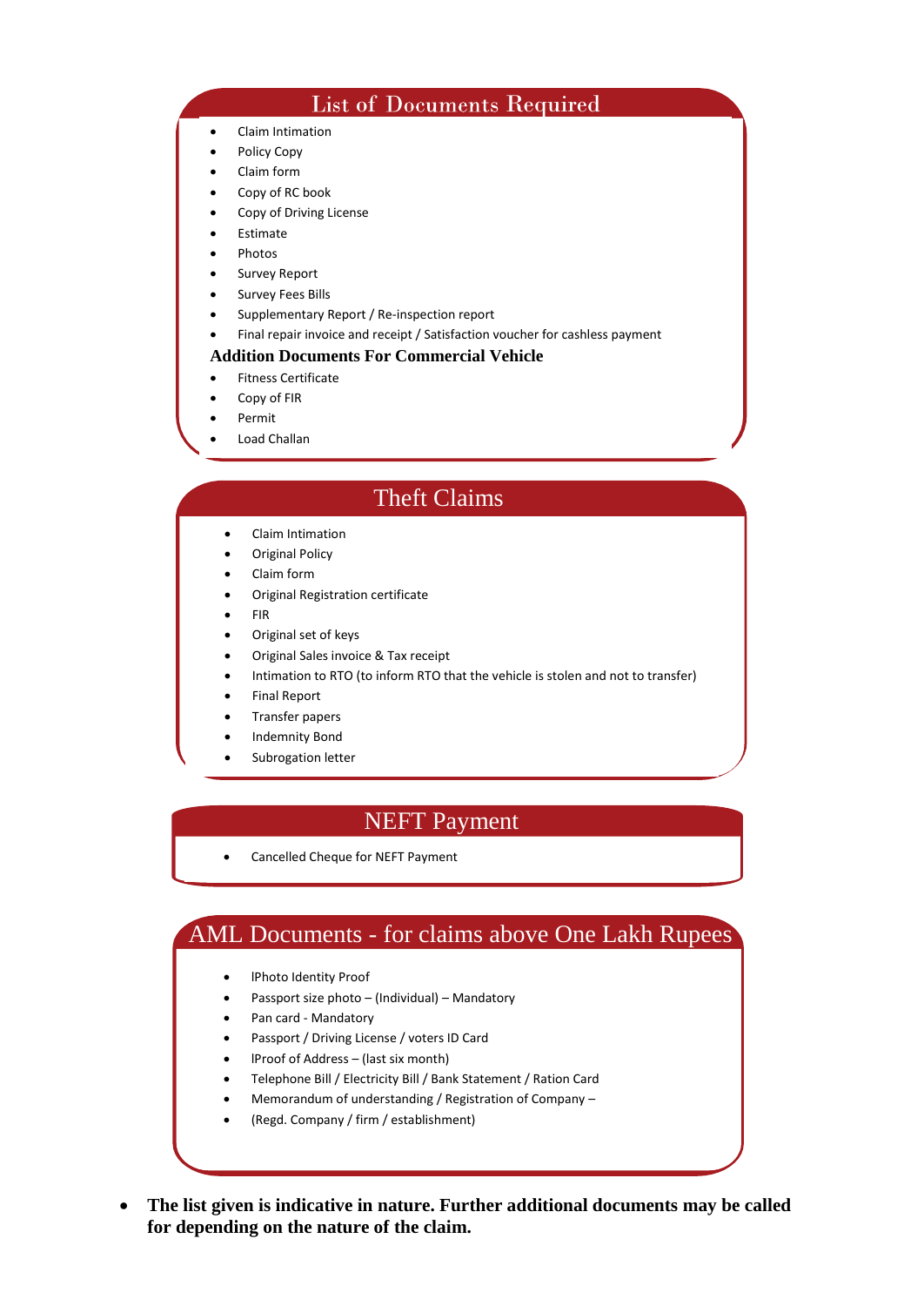## List of Documents Required

- Claim Intimation
- Policy Copy
- Claim form
- Copy of RC book
- Copy of Driving License
- Estimate
- Photos
- Survey Report
- Survey Fees Bills
- Supplementary Report / Re-inspection report
- Final repair invoice and receipt / Satisfaction voucher for cashless payment

**Addition Documents For Commercial Vehicle**

- Fitness Certificate
- Copy of FIR
- Permit
- Load Challan

## Theft Claims

- Claim Intimation
- Original Policy
- Claim form
- Original Registration certificate
- FIR
- Original set of keys
- Original Sales invoice & Tax receipt
- Intimation to RTO (to inform RTO that the vehicle is stolen and not to transfer)
- Final Report
- Transfer papers
- Indemnity Bond
- Subrogation letter

## NEFT Payment

- Cancelled Cheque for NEFT Payment

## AML Documents - for claims above One Lakh Rupees

- lPhoto Identity Proof
- Passport size photo – (Individual) – Mandatory
- Pan card - Mandatory
- Passport / Driving License / voters ID Card
- lProof of Address – (last six month)
- Telephone Bill / Electricity Bill / Bank Statement / Ration Card
- Memorandum of understanding / Registration of Company –
- (Regd. Company / firm / establishment)

- **The list given is indicative in nature. Further additional documents may be called for depending on the nature of the claim.**